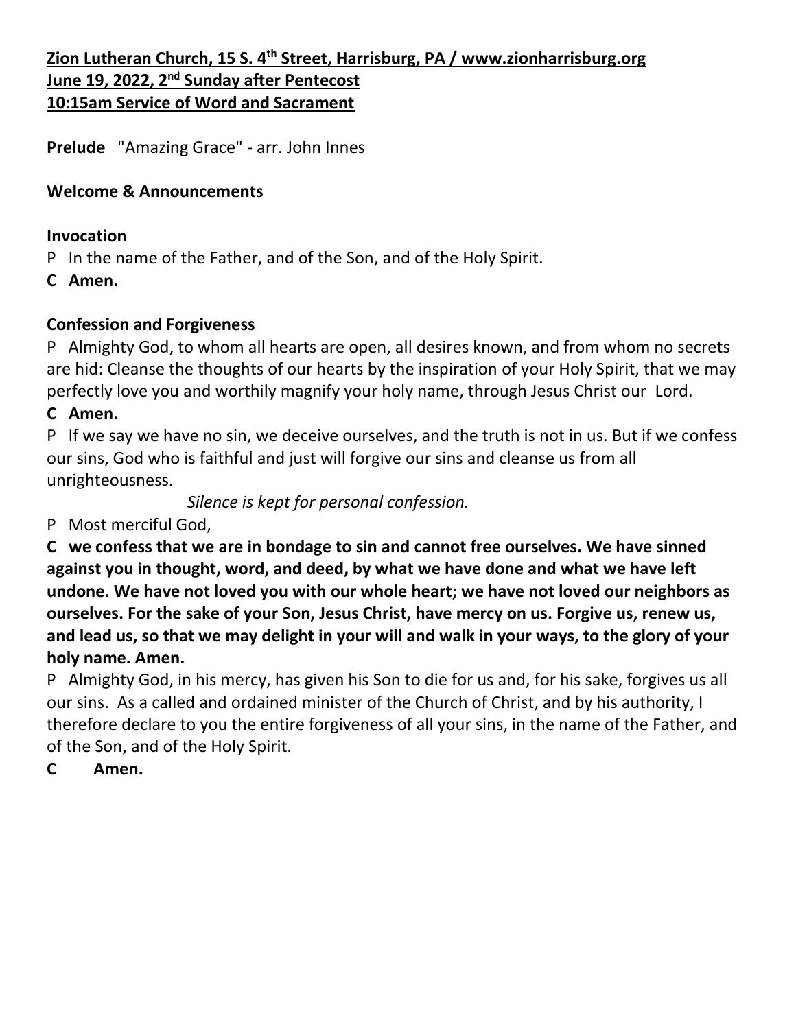**Zion Lutheran Church, 15 S. 4th Street, Harrisburg, PA / www.zionharrisburg.org**
**June 19, 2022, 2nd Sunday after Pentecost**
**10:15am Service of Word and Sacrament**

**Prelude** "Amazing Grace" - arr. John Innes

**Welcome & Announcements**

**Invocation**

P In the name of the Father, and of the Son, and of the Holy Spirit.

**C Amen.**

**Confession and Forgiveness**

P Almighty God, to whom all hearts are open, all desires known, and from whom no secrets are hid: Cleanse the thoughts of our hearts by the inspiration of your Holy Spirit, that we may perfectly love you and worthily magnify your holy name, through Jesus Christ our Lord.

**C Amen.**

P If we say we have no sin, we deceive ourselves, and the truth is not in us. But if we confess our sins, God who is faithful and just will forgive our sins and cleanse us from all unrighteousness.

*Silence is kept for personal confession.*

P Most merciful God,

**C we confess that we are in bondage to sin and cannot free ourselves. We have sinned against you in thought, word, and deed, by what we have done and what we have left undone. We have not loved you with our whole heart; we have not loved our neighbors as ourselves. For the sake of your Son, Jesus Christ, have mercy on us. Forgive us, renew us, and lead us, so that we may delight in your will and walk in your ways, to the glory of your holy name. Amen.**

P Almighty God, in his mercy, has given his Son to die for us and, for his sake, forgives us all our sins. As a called and ordained minister of the Church of Christ, and by his authority, I therefore declare to you the entire forgiveness of all your sins, in the name of the Father, and of the Son, and of the Holy Spirit.

**C Amen.**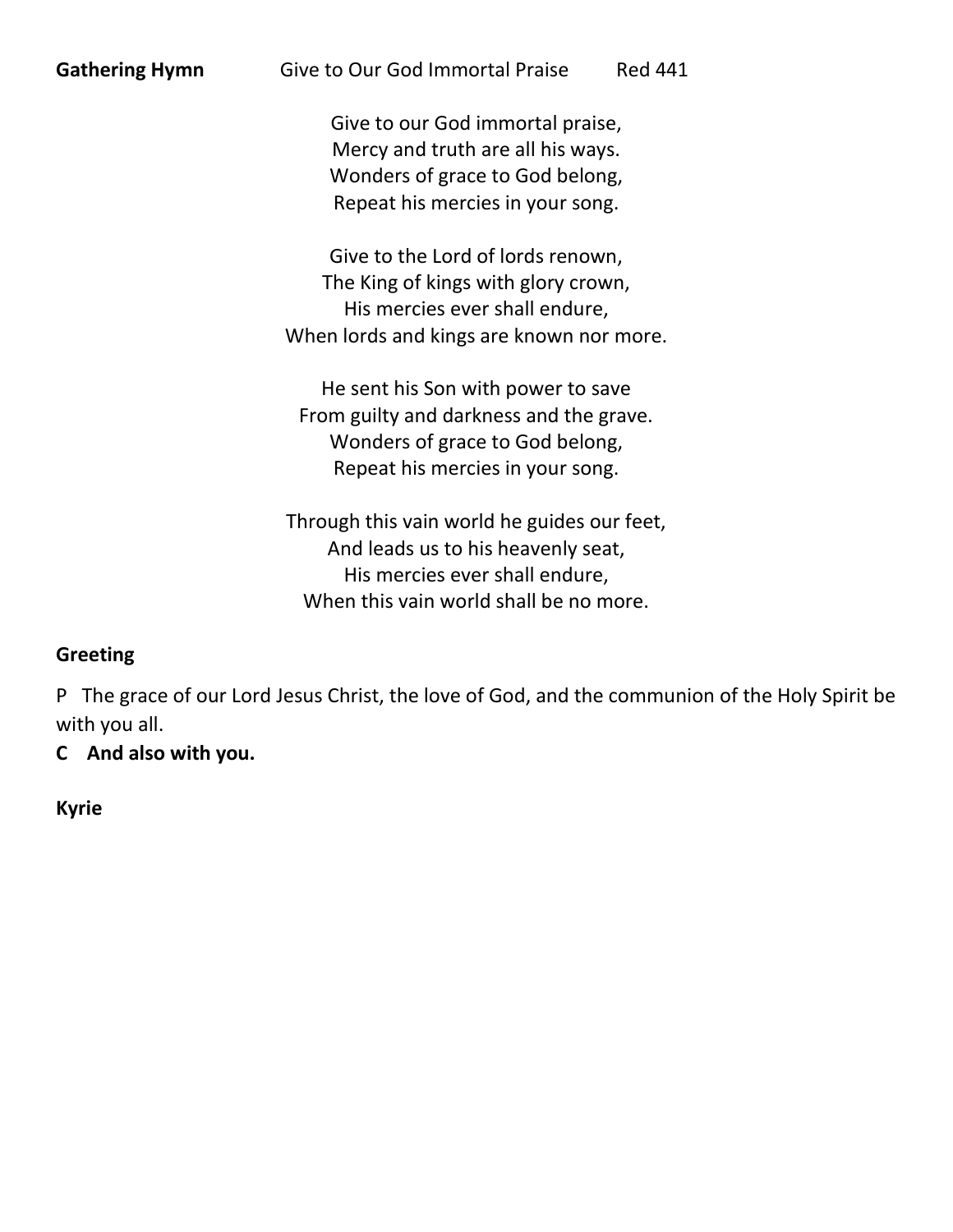**Gathering Hymn** Give to Our God Immortal Praise Red 441

Give to our God immortal praise,
Mercy and truth are all his ways.
Wonders of grace to God belong,
Repeat his mercies in your song.

Give to the Lord of lords renown,
The King of kings with glory crown,
His mercies ever shall endure,
When lords and kings are known nor more.

He sent his Son with power to save
From guilty and darkness and the grave.
Wonders of grace to God belong,
Repeat his mercies in your song.

Through this vain world he guides our feet,
And leads us to his heavenly seat,
His mercies ever shall endure,
When this vain world shall be no more.

**Greeting**

P The grace of our Lord Jesus Christ, the love of God, and the communion of the Holy Spirit be with you all.

**C And also with you.**

**Kyrie**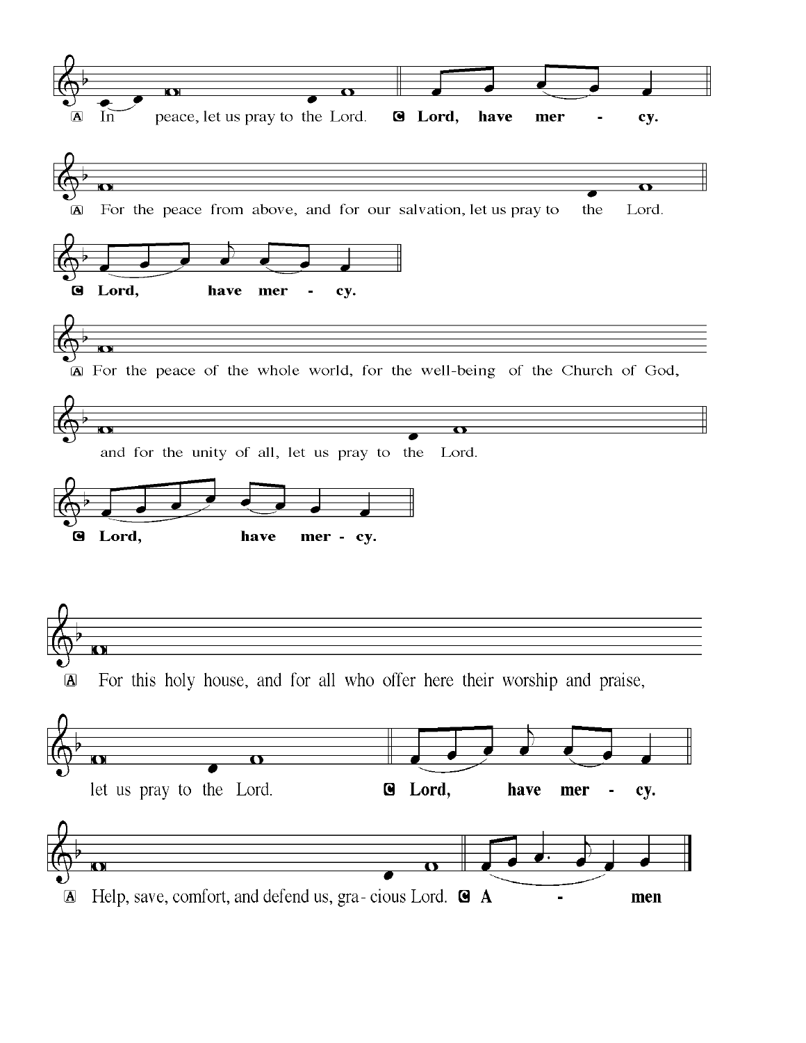A In peace, let us pray to the Lord. **C Lord, have mer - cy.**

A For the peace from above, and for our salvation, let us pray to the Lord.

**C Lord, have mer - cy.**

A For the peace of the whole world, for the well-being of the Church of God,

and for the unity of all, let us pray to the Lord.

**C Lord, have mer - cy.**

A For this holy house, and for all who offer here their worship and praise,

let us pray to the Lord. **C Lord, have mer - cy.**

A Help, save, comfort, and defend us, gra- cious Lord. **C A - men**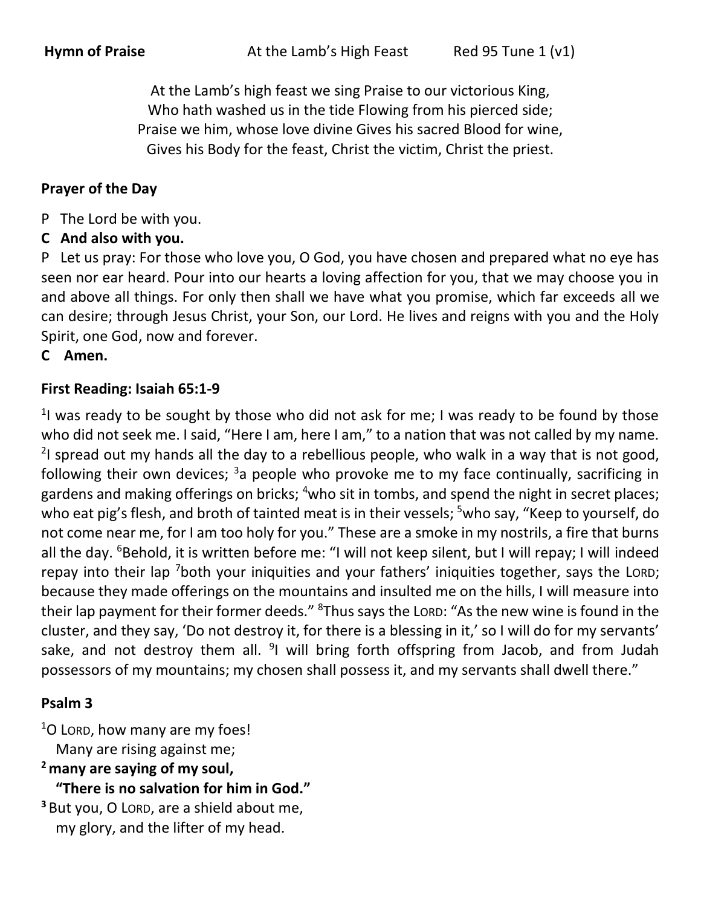**Hymn of Praise** At the Lamb's High Feast Red 95 Tune 1 (v1)

At the Lamb's high feast we sing Praise to our victorious King,
Who hath washed us in the tide Flowing from his pierced side;
Praise we him, whose love divine Gives his sacred Blood for wine,
Gives his Body for the feast, Christ the victim, Christ the priest.

**Prayer of the Day**

P The Lord be with you.

**C And also with you.**

P Let us pray: For those who love you, O God, you have chosen and prepared what no eye has seen nor ear heard. Pour into our hearts a loving affection for you, that we may choose you in and above all things. For only then shall we have what you promise, which far exceeds all we can desire; through Jesus Christ, your Son, our Lord. He lives and reigns with you and the Holy Spirit, one God, now and forever.

**C Amen.**

**First Reading: Isaiah 65:1-9**

[1]I was ready to be sought by those who did not ask for me; I was ready to be found by those who did not seek me. I said, "Here I am, here I am," to a nation that was not called by my name. [2]I spread out my hands all the day to a rebellious people, who walk in a way that is not good, following their own devices; [3]a people who provoke me to my face continually, sacrificing in gardens and making offerings on bricks; [4]who sit in tombs, and spend the night in secret places; who eat pig's flesh, and broth of tainted meat is in their vessels; [5]who say, "Keep to yourself, do not come near me, for I am too holy for you." These are a smoke in my nostrils, a fire that burns all the day. [6]Behold, it is written before me: "I will not keep silent, but I will repay; I will indeed repay into their lap [7]both your iniquities and your fathers' iniquities together, says the LORD; because they made offerings on the mountains and insulted me on the hills, I will measure into their lap payment for their former deeds." [8]Thus says the LORD: "As the new wine is found in the cluster, and they say, 'Do not destroy it, for there is a blessing in it,' so I will do for my servants' sake, and not destroy them all. [9]I will bring forth offspring from Jacob, and from Judah possessors of my mountains; my chosen shall possess it, and my servants shall dwell there."

**Psalm 3**

[1]O LORD, how many are my foes!
  Many are rising against me;
**[2] many are saying of my soul,**
  **"There is no salvation for him in God."**
[3] But you, O LORD, are a shield about me,
  my glory, and the lifter of my head.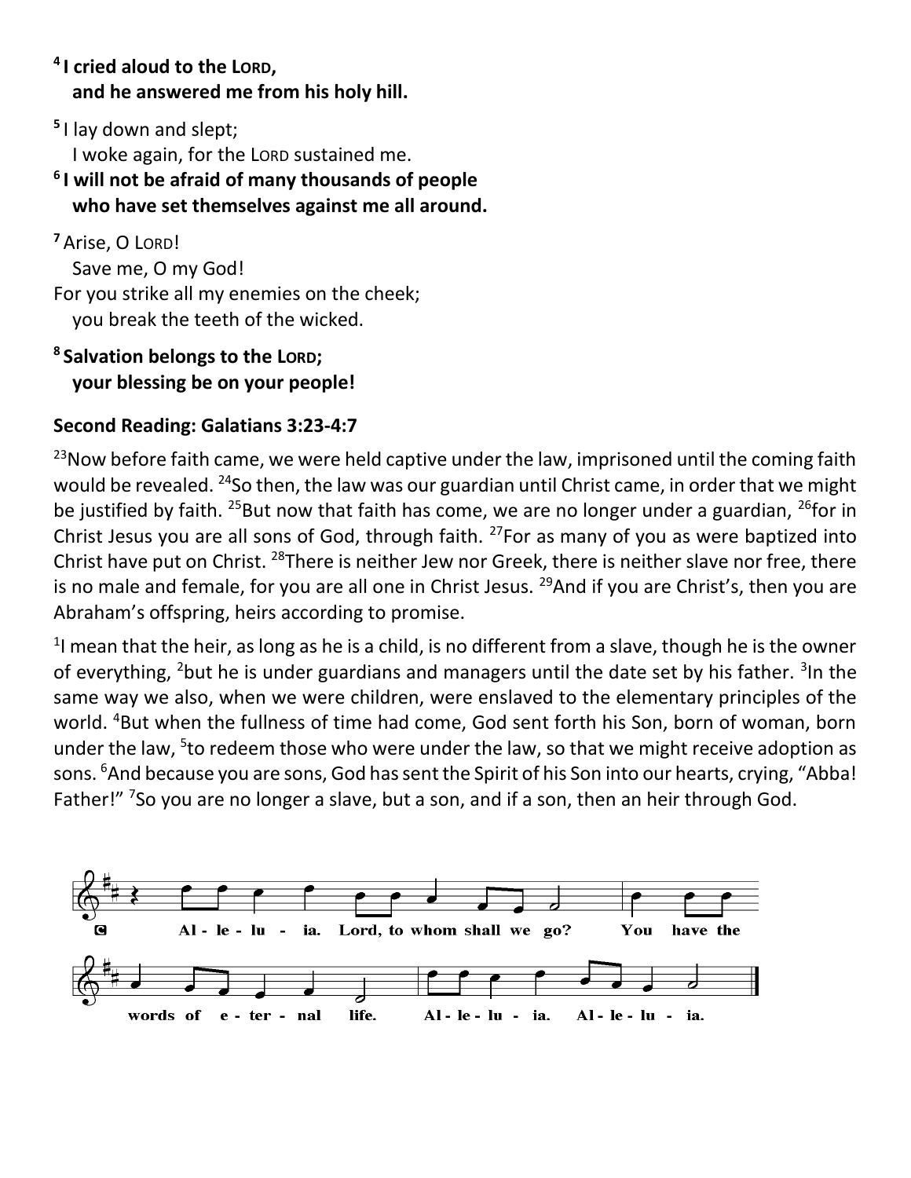**[4] I cried aloud to the LORD,**
**and he answered me from his holy hill.**

[5] I lay down and slept;
I woke again, for the LORD sustained me.

**[6] I will not be afraid of many thousands of people**
**who have set themselves against me all around.**

[7] Arise, O LORD!
Save me, O my God!
For you strike all my enemies on the cheek;
you break the teeth of the wicked.

**[8] Salvation belongs to the LORD;**
**your blessing be on your people!**

**Second Reading: Galatians 3:23-4:7**

[23]Now before faith came, we were held captive under the law, imprisoned until the coming faith would be revealed. [24]So then, the law was our guardian until Christ came, in order that we might be justified by faith. [25]But now that faith has come, we are no longer under a guardian, [26]for in Christ Jesus you are all sons of God, through faith. [27]For as many of you as were baptized into Christ have put on Christ. [28]There is neither Jew nor Greek, there is neither slave nor free, there is no male and female, for you are all one in Christ Jesus. [29]And if you are Christ's, then you are Abraham's offspring, heirs according to promise.

[1]I mean that the heir, as long as he is a child, is no different from a slave, though he is the owner of everything, [2]but he is under guardians and managers until the date set by his father. [3]In the same way we also, when we were children, were enslaved to the elementary principles of the world. [4]But when the fullness of time had come, God sent forth his Son, born of woman, born under the law, [5]to redeem those who were under the law, so that we might receive adoption as sons. [6]And because you are sons, God has sent the Spirit of his Son into our hearts, crying, "Abba! Father!" [7]So you are no longer a slave, but a son, and if a son, then an heir through God.

Alleluia. Lord, to whom shall we go? You have the words of eternal life. Alleluia. Alleluia.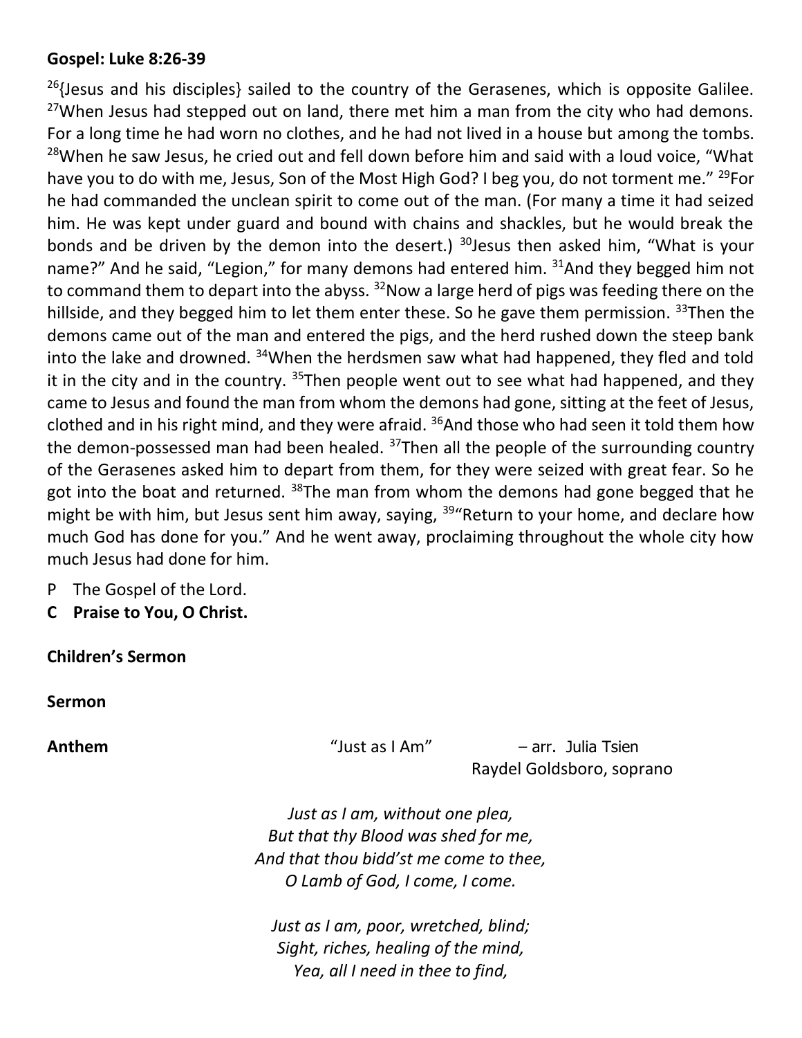**Gospel: Luke 8:26-39**

[26]{Jesus and his disciples} sailed to the country of the Gerasenes, which is opposite Galilee. [27]When Jesus had stepped out on land, there met him a man from the city who had demons. For a long time he had worn no clothes, and he had not lived in a house but among the tombs. [28]When he saw Jesus, he cried out and fell down before him and said with a loud voice, "What have you to do with me, Jesus, Son of the Most High God? I beg you, do not torment me." [29]For he had commanded the unclean spirit to come out of the man. (For many a time it had seized him. He was kept under guard and bound with chains and shackles, but he would break the bonds and be driven by the demon into the desert.) [30]Jesus then asked him, "What is your name?" And he said, "Legion," for many demons had entered him. [31]And they begged him not to command them to depart into the abyss. [32]Now a large herd of pigs was feeding there on the hillside, and they begged him to let them enter these. So he gave them permission. [33]Then the demons came out of the man and entered the pigs, and the herd rushed down the steep bank into the lake and drowned. [34]When the herdsmen saw what had happened, they fled and told it in the city and in the country. [35]Then people went out to see what had happened, and they came to Jesus and found the man from whom the demons had gone, sitting at the feet of Jesus, clothed and in his right mind, and they were afraid. [36]And those who had seen it told them how the demon-possessed man had been healed. [37]Then all the people of the surrounding country of the Gerasenes asked him to depart from them, for they were seized with great fear. So he got into the boat and returned. [38]The man from whom the demons had gone begged that he might be with him, but Jesus sent him away, saying, [39]"Return to your home, and declare how much God has done for you." And he went away, proclaiming throughout the whole city how much Jesus had done for him.

P The Gospel of the Lord.

**C Praise to You, O Christ.**

**Children's Sermon**

**Sermon**

**Anthem** "Just as I Am" – arr. Julia Tsien
Raydel Goldsboro, soprano

*Just as I am, without one plea,*
*But that thy Blood was shed for me,*
*And that thou bidd'st me come to thee,*
*O Lamb of God, I come, I come.*

*Just as I am, poor, wretched, blind;*
*Sight, riches, healing of the mind,*
*Yea, all I need in thee to find,*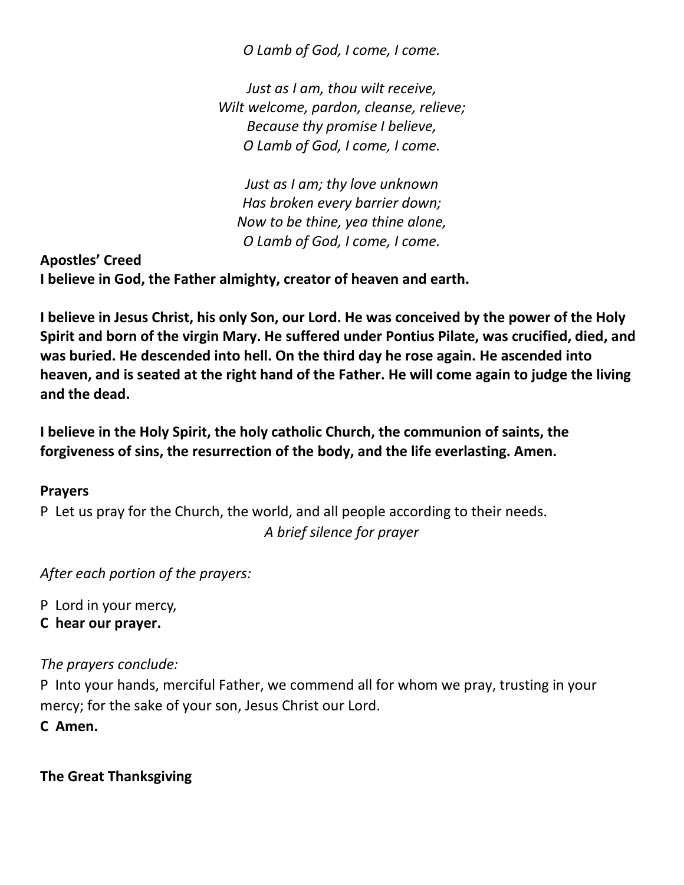*O Lamb of God, I come, I come.*

*Just as I am, thou wilt receive,*
*Wilt welcome, pardon, cleanse, relieve;*
*Because thy promise I believe,*
*O Lamb of God, I come, I come.*

*Just as I am; thy love unknown*
*Has broken every barrier down;*
*Now to be thine, yea thine alone,*
*O Lamb of God, I come, I come.*

**Apostles' Creed**

**I believe in God, the Father almighty, creator of heaven and earth.**

**I believe in Jesus Christ, his only Son, our Lord. He was conceived by the power of the Holy Spirit and born of the virgin Mary. He suffered under Pontius Pilate, was crucified, died, and was buried. He descended into hell. On the third day he rose again. He ascended into heaven, and is seated at the right hand of the Father. He will come again to judge the living and the dead.**

**I believe in the Holy Spirit, the holy catholic Church, the communion of saints, the forgiveness of sins, the resurrection of the body, and the life everlasting. Amen.**

**Prayers**

P Let us pray for the Church, the world, and all people according to their needs.

*A brief silence for prayer*

*After each portion of the prayers:*

P Lord in your mercy,
**C hear our prayer.**

*The prayers conclude:*

P Into your hands, merciful Father, we commend all for whom we pray, trusting in your mercy; for the sake of your son, Jesus Christ our Lord.
**C Amen.**

**The Great Thanksgiving**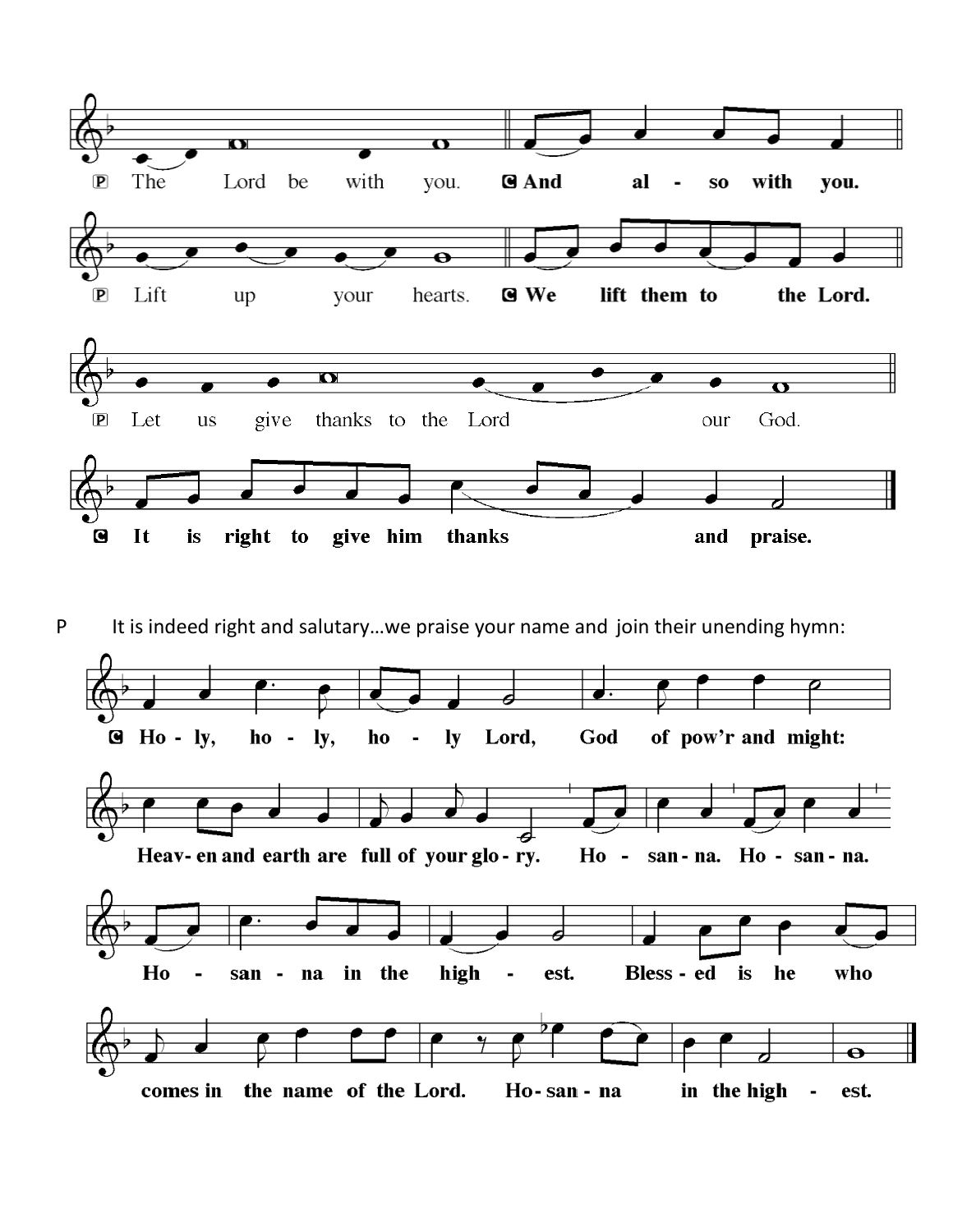P The Lord be with you. **C And also with you.**

P Lift up your hearts. **C We lift them to the Lord.**

P Let us give thanks to the Lord our God.

**C It is right to give him thanks and praise.**

P It is indeed right and salutary…we praise your name and join their unending hymn:

**C Holy, holy, holy Lord, God of pow'r and might: Heaven and earth are full of your glory. Hosanna. Hosanna. Hosanna in the highest. Blessed is he who comes in the name of the Lord. Hosanna in the highest.**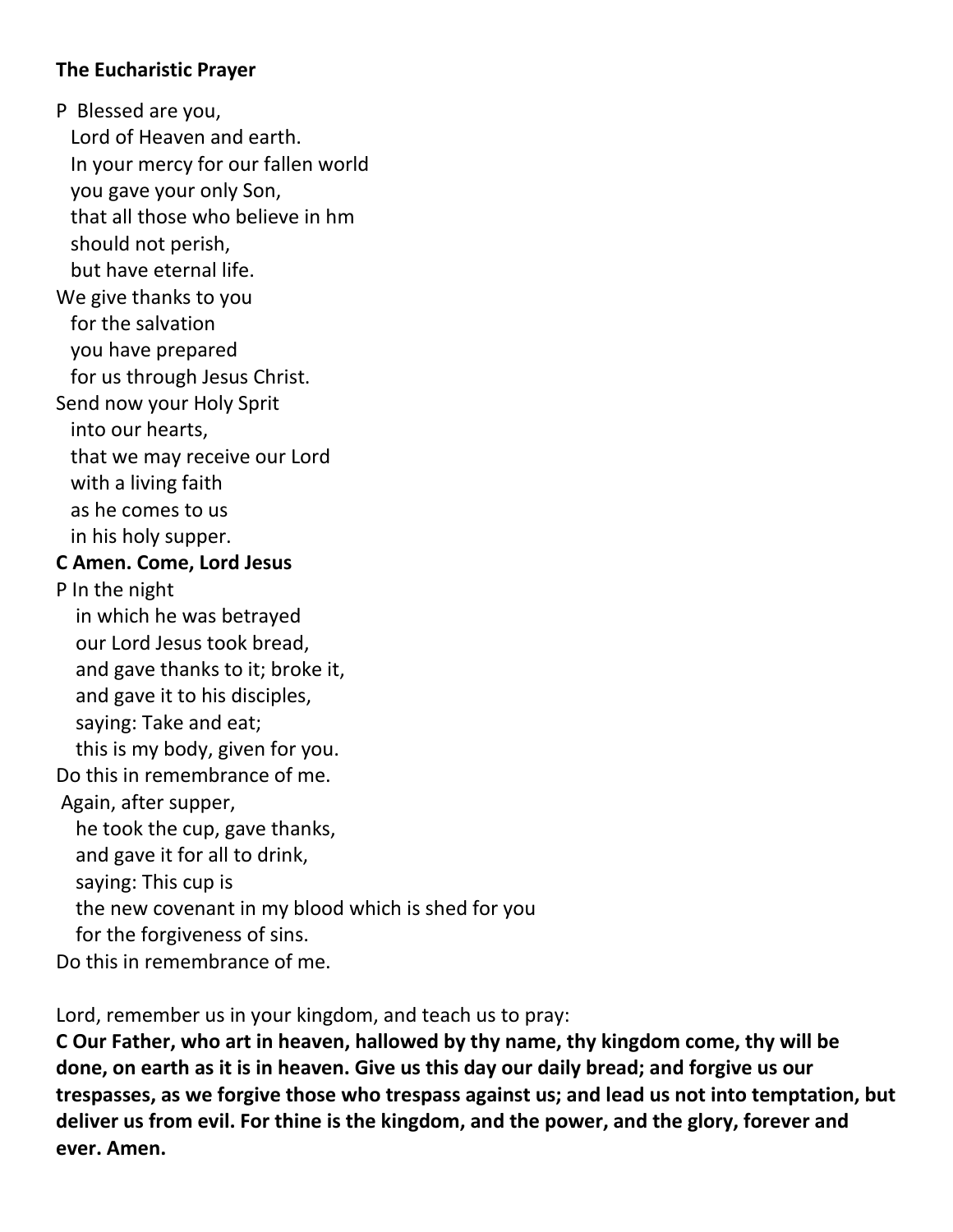**The Eucharistic Prayer**

P Blessed are you,  
Lord of Heaven and earth.  
In your mercy for our fallen world  
you gave your only Son,  
that all those who believe in hm  
should not perish,  
but have eternal life.  
We give thanks to you  
for the salvation  
you have prepared  
for us through Jesus Christ.  
Send now your Holy Sprit  
into our hearts,  
that we may receive our Lord  
with a living faith  
as he comes to us  
in his holy supper.  
**C Amen. Come, Lord Jesus**  
P In the night  
in which he was betrayed  
our Lord Jesus took bread,  
and gave thanks to it; broke it,  
and gave it to his disciples,  
saying: Take and eat;  
this is my body, given for you.  
Do this in remembrance of me.  
Again, after supper,  
he took the cup, gave thanks,  
and gave it for all to drink,  
saying: This cup is  
the new covenant in my blood which is shed for you  
for the forgiveness of sins.  
Do this in remembrance of me.

Lord, remember us in your kingdom, and teach us to pray:  
**C Our Father, who art in heaven, hallowed by thy name, thy kingdom come, thy will be done, on earth as it is in heaven. Give us this day our daily bread; and forgive us our trespasses, as we forgive those who trespass against us; and lead us not into temptation, but deliver us from evil. For thine is the kingdom, and the power, and the glory, forever and ever. Amen.**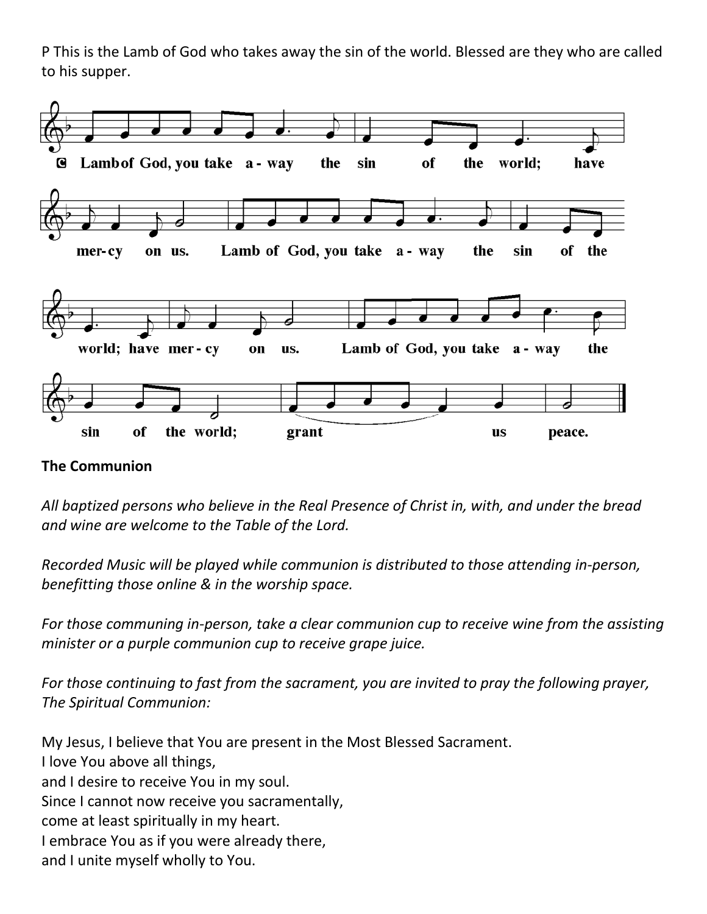P This is the Lamb of God who takes away the sin of the world. Blessed are they who are called to his supper.

C Lamb of God, you take away the sin of the world; have mercy on us. Lamb of God, you take away the sin of the world; have mercy on us. Lamb of God, you take away the sin of the world; grant us peace.

**The Communion**

*All baptized persons who believe in the Real Presence of Christ in, with, and under the bread and wine are welcome to the Table of the Lord.*

*Recorded Music will be played while communion is distributed to those attending in-person, benefitting those online & in the worship space.*

*For those communing in-person, take a clear communion cup to receive wine from the assisting minister or a purple communion cup to receive grape juice.*

*For those continuing to fast from the sacrament, you are invited to pray the following prayer, The Spiritual Communion:*

My Jesus, I believe that You are present in the Most Blessed Sacrament.
I love You above all things,
and I desire to receive You in my soul.
Since I cannot now receive you sacramentally,
come at least spiritually in my heart.
I embrace You as if you were already there,
and I unite myself wholly to You.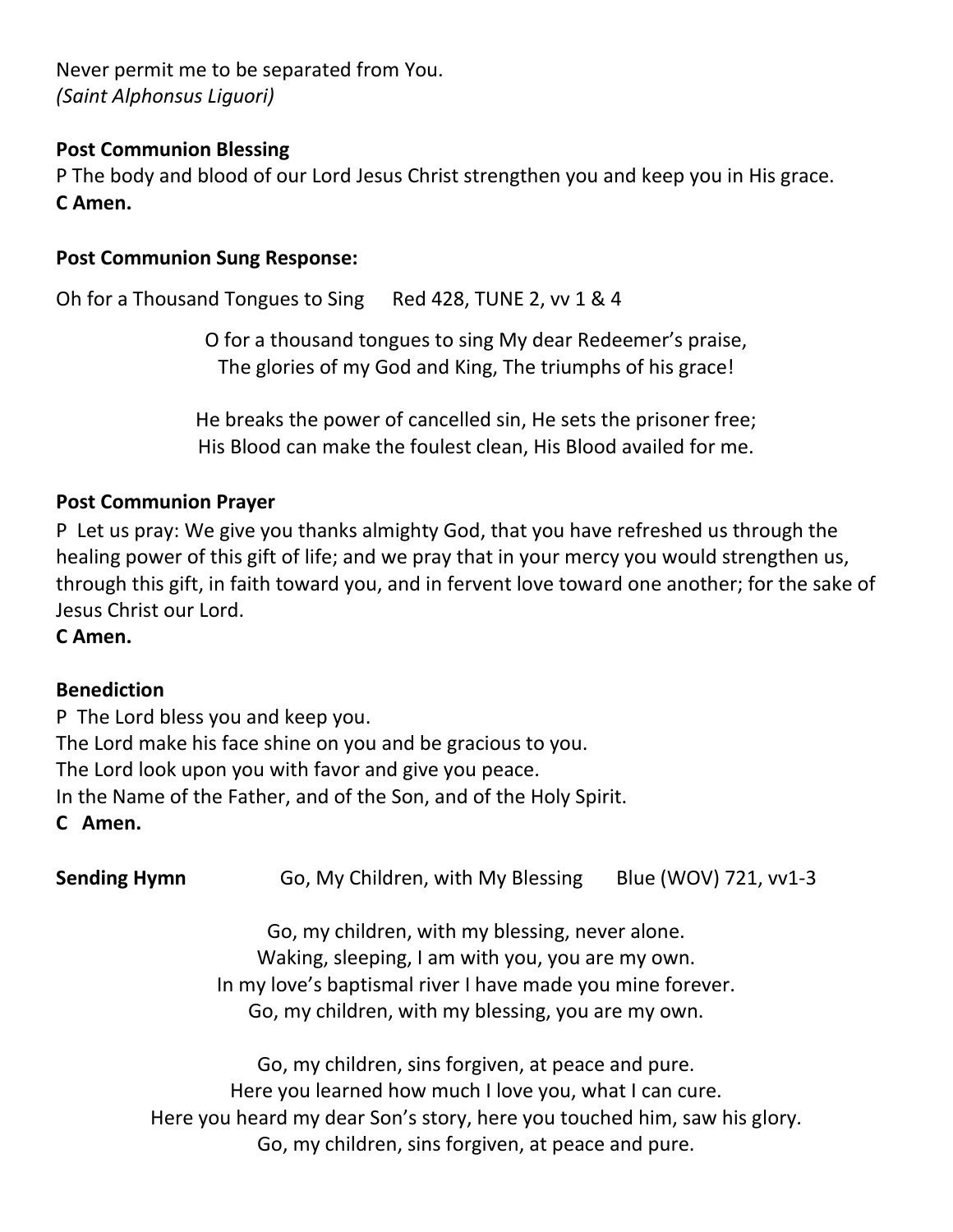Never permit me to be separated from You.
*(Saint Alphonsus Liguori)*

**Post Communion Blessing**

P The body and blood of our Lord Jesus Christ strengthen you and keep you in His grace.
**C Amen.**

**Post Communion Sung Response:**

Oh for a Thousand Tongues to Sing     Red 428, TUNE 2, vv 1 & 4

O for a thousand tongues to sing My dear Redeemer's praise,
The glories of my God and King, The triumphs of his grace!

He breaks the power of cancelled sin, He sets the prisoner free;
His Blood can make the foulest clean, His Blood availed for me.

**Post Communion Prayer**

P Let us pray: We give you thanks almighty God, that you have refreshed us through the healing power of this gift of life; and we pray that in your mercy you would strengthen us, through this gift, in faith toward you, and in fervent love toward one another; for the sake of Jesus Christ our Lord.
**C Amen.**

**Benediction**

P The Lord bless you and keep you.
The Lord make his face shine on you and be gracious to you.
The Lord look upon you with favor and give you peace.
In the Name of the Father, and of the Son, and of the Holy Spirit.
**C Amen.**

**Sending Hymn**     Go, My Children, with My Blessing     Blue (WOV) 721, vv1-3

Go, my children, with my blessing, never alone.
Waking, sleeping, I am with you, you are my own.
In my love's baptismal river I have made you mine forever.
Go, my children, with my blessing, you are my own.

Go, my children, sins forgiven, at peace and pure.
Here you learned how much I love you, what I can cure.
Here you heard my dear Son's story, here you touched him, saw his glory.
Go, my children, sins forgiven, at peace and pure.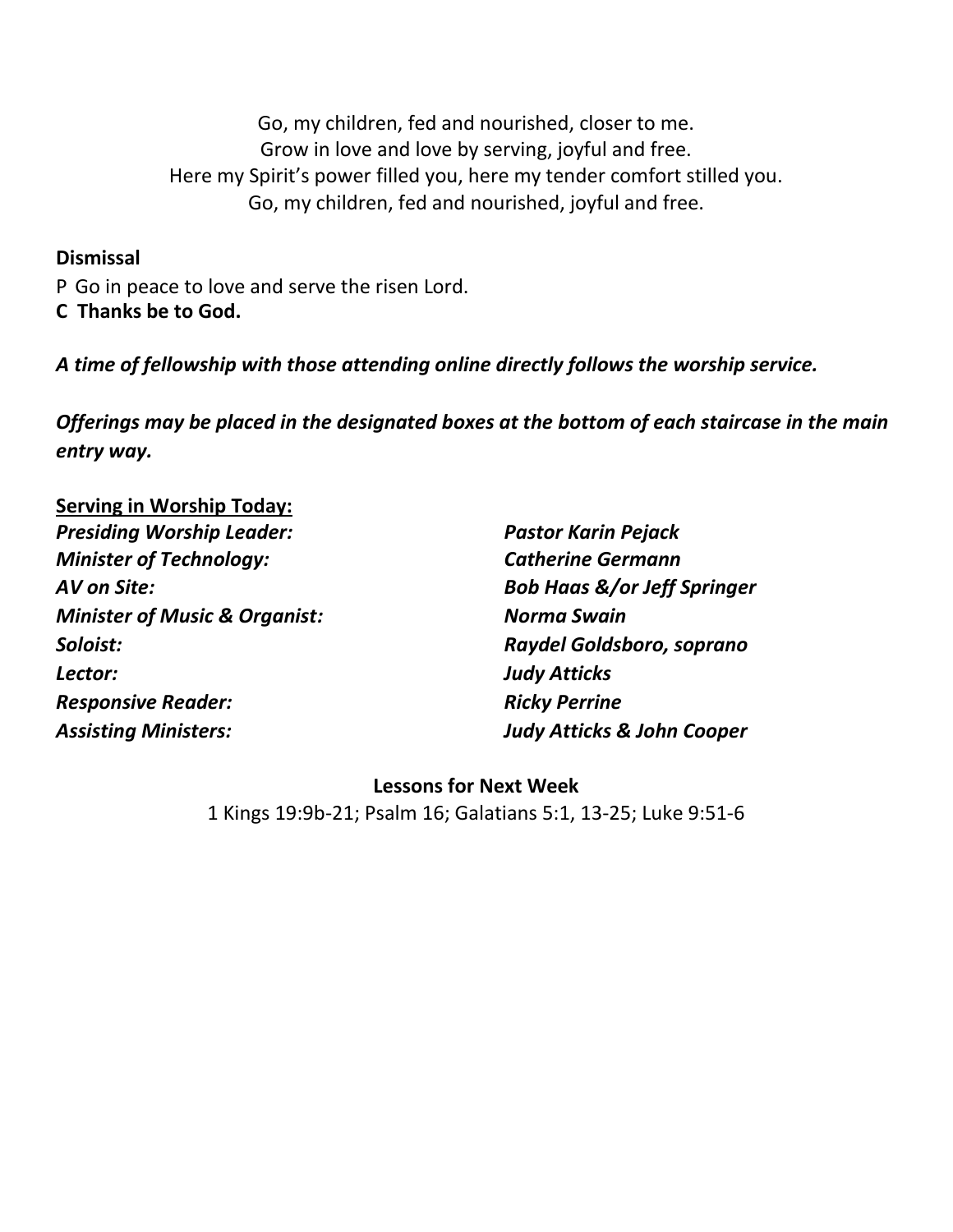Go, my children, fed and nourished, closer to me.
Grow in love and love by serving, joyful and free.
Here my Spirit's power filled you, here my tender comfort stilled you.
Go, my children, fed and nourished, joyful and free.

**Dismissal**

P Go in peace to love and serve the risen Lord.
**C Thanks be to God.**

***A time of fellowship with those attending online directly follows the worship service.***

***Offerings may be placed in the designated boxes at the bottom of each staircase in the main entry way.***

**Serving in Worship Today:**

| | |
|---|---|
| ***Presiding Worship Leader:*** | ***Pastor Karin Pejack*** |
| ***Minister of Technology:*** | ***Catherine Germann*** |
| ***AV on Site:*** | ***Bob Haas &/or Jeff Springer*** |
| ***Minister of Music & Organist:*** | ***Norma Swain*** |
| ***Soloist:*** | ***Raydel Goldsboro, soprano*** |
| ***Lector:*** | ***Judy Atticks*** |
| ***Responsive Reader:*** | ***Ricky Perrine*** |
| ***Assisting Ministers:*** | ***Judy Atticks & John Cooper*** |

**Lessons for Next Week**

1 Kings 19:9b-21; Psalm 16; Galatians 5:1, 13-25; Luke 9:51-6